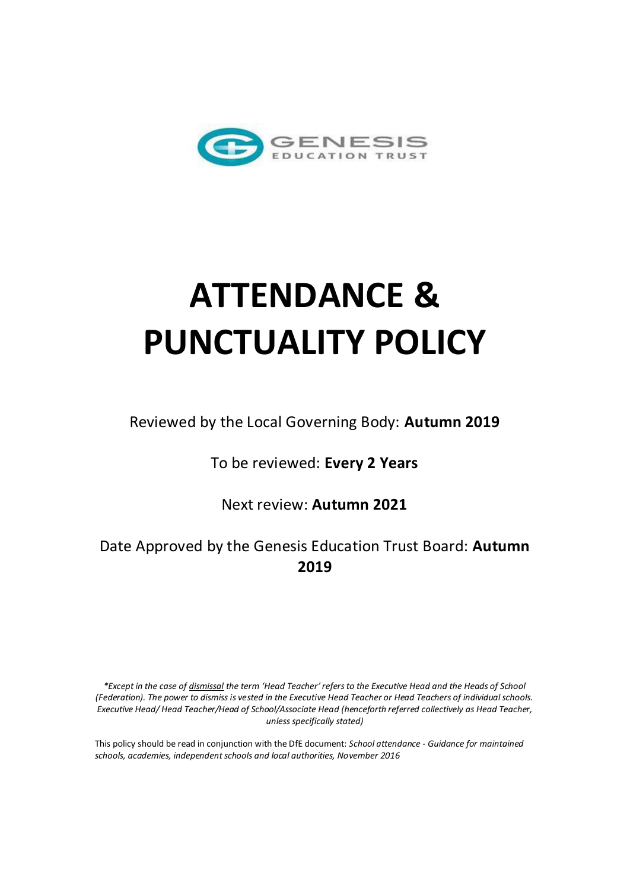GENESIS EDUCATION TRUST

# ATTENDANCE & PUNCTUALITY POLICY

Reviewed by the Local Governing Body: **Autumn 2019**

To be reviewed: **Every 2 Years**

Next review: **Autumn 2021**

Date Approved by the Genesis Education Trust Board: **Autumn 2019**

*\*Except in the case of <u>dismissal</u> the term 'Head Teacher' refers to the Executive Head and the Heads of School (Federation). The power to dismiss is vested in the Executive Head Teacher or Head Teachers of individual schools. Executive Head/ Head Teacher/Head of School/Associate Head (henceforth referred collectively as Head Teacher, unless specifically stated)*

This policy should be read in conjunction with the DfE document: *School attendance - Guidance for maintained schools, academies, independent schools and local authorities, November 2016*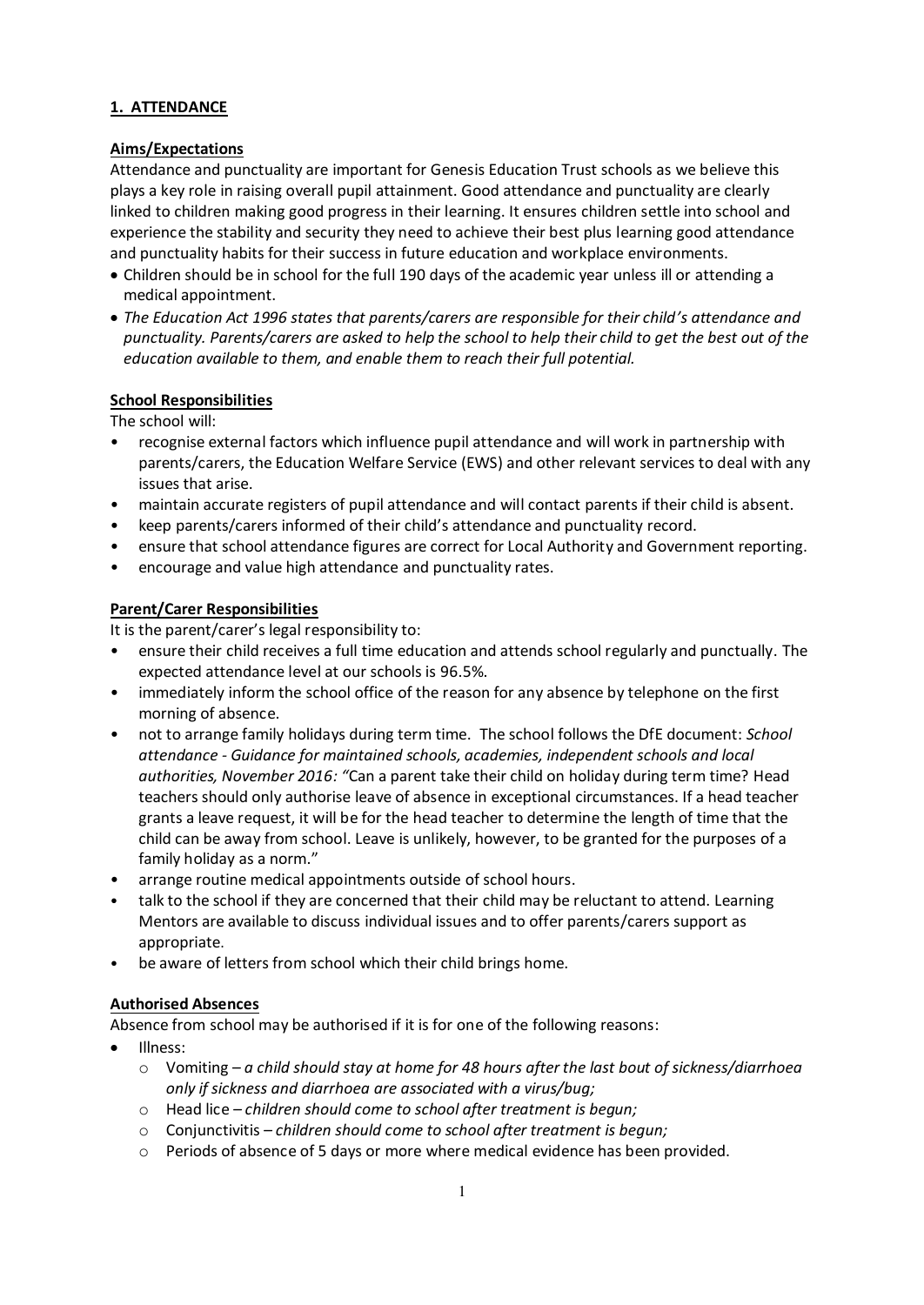## 1. ATTENDANCE

### Aims/Expectations

Attendance and punctuality are important for Genesis Education Trust schools as we believe this plays a key role in raising overall pupil attainment. Good attendance and punctuality are clearly linked to children making good progress in their learning. It ensures children settle into school and experience the stability and security they need to achieve their best plus learning good attendance and punctuality habits for their success in future education and workplace environments.

- Children should be in school for the full 190 days of the academic year unless ill or attending a medical appointment.
- *The Education Act 1996 states that parents/carers are responsible for their child's attendance and punctuality. Parents/carers are asked to help the school to help their child to get the best out of the education available to them, and enable them to reach their full potential.*

### School Responsibilities

The school will:

- recognise external factors which influence pupil attendance and will work in partnership with parents/carers, the Education Welfare Service (EWS) and other relevant services to deal with any issues that arise.
- maintain accurate registers of pupil attendance and will contact parents if their child is absent.
- keep parents/carers informed of their child's attendance and punctuality record.
- ensure that school attendance figures are correct for Local Authority and Government reporting.
- encourage and value high attendance and punctuality rates.

### Parent/Carer Responsibilities

It is the parent/carer's legal responsibility to:

- ensure their child receives a full time education and attends school regularly and punctually. The expected attendance level at our schools is 96.5%.
- immediately inform the school office of the reason for any absence by telephone on the first morning of absence.
- not to arrange family holidays during term time. The school follows the DfE document: *School attendance - Guidance for maintained schools, academies, independent schools and local authorities, November 2016: "*Can a parent take their child on holiday during term time? Head teachers should only authorise leave of absence in exceptional circumstances. If a head teacher grants a leave request, it will be for the head teacher to determine the length of time that the child can be away from school. Leave is unlikely, however, to be granted for the purposes of a family holiday as a norm."
- arrange routine medical appointments outside of school hours.
- talk to the school if they are concerned that their child may be reluctant to attend. Learning Mentors are available to discuss individual issues and to offer parents/carers support as appropriate.
- be aware of letters from school which their child brings home.

### Authorised Absences

Absence from school may be authorised if it is for one of the following reasons:

- Illness:
  - Vomiting – *a child should stay at home for 48 hours after the last bout of sickness/diarrhoea only if sickness and diarrhoea are associated with a virus/bug;*
  - Head lice – *children should come to school after treatment is begun;*
  - Conjunctivitis – *children should come to school after treatment is begun;*
  - Periods of absence of 5 days or more where medical evidence has been provided.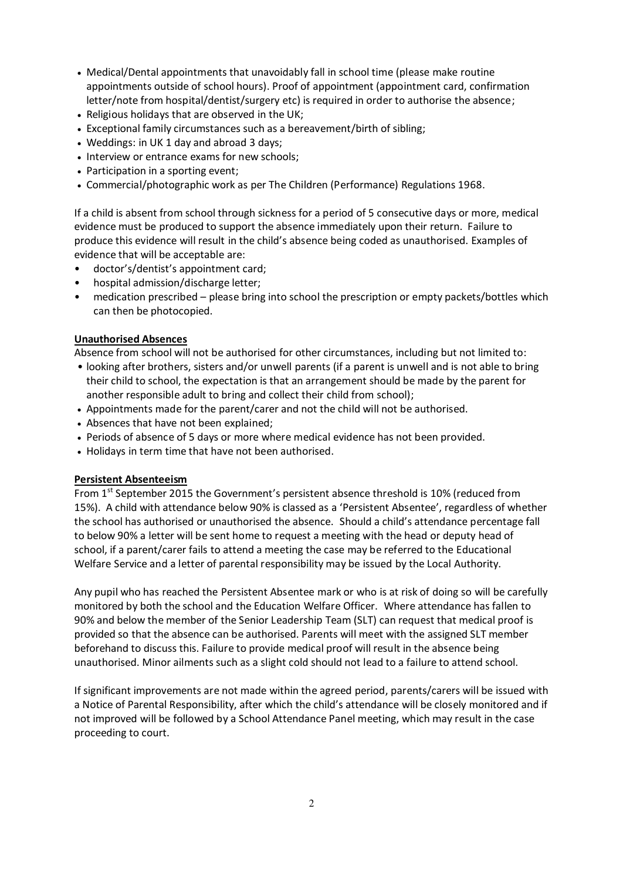- Medical/Dental appointments that unavoidably fall in school time (please make routine appointments outside of school hours). Proof of appointment (appointment card, confirmation letter/note from hospital/dentist/surgery etc) is required in order to authorise the absence;
- Religious holidays that are observed in the UK;
- Exceptional family circumstances such as a bereavement/birth of sibling;
- Weddings: in UK 1 day and abroad 3 days;
- Interview or entrance exams for new schools;
- Participation in a sporting event;
- Commercial/photographic work as per The Children (Performance) Regulations 1968.

If a child is absent from school through sickness for a period of 5 consecutive days or more, medical evidence must be produced to support the absence immediately upon their return. Failure to produce this evidence will result in the child's absence being coded as unauthorised. Examples of evidence that will be acceptable are:

- doctor's/dentist's appointment card;
- hospital admission/discharge letter;
- medication prescribed – please bring into school the prescription or empty packets/bottles which can then be photocopied.

**Unauthorised Absences**

Absence from school will not be authorised for other circumstances, including but not limited to:

- looking after brothers, sisters and/or unwell parents (if a parent is unwell and is not able to bring their child to school, the expectation is that an arrangement should be made by the parent for another responsible adult to bring and collect their child from school);
- Appointments made for the parent/carer and not the child will not be authorised.
- Absences that have not been explained;
- Periods of absence of 5 days or more where medical evidence has not been provided.
- Holidays in term time that have not been authorised.

**Persistent Absenteeism**

From 1st September 2015 the Government's persistent absence threshold is 10% (reduced from 15%). A child with attendance below 90% is classed as a 'Persistent Absentee', regardless of whether the school has authorised or unauthorised the absence. Should a child's attendance percentage fall to below 90% a letter will be sent home to request a meeting with the head or deputy head of school, if a parent/carer fails to attend a meeting the case may be referred to the Educational Welfare Service and a letter of parental responsibility may be issued by the Local Authority.

Any pupil who has reached the Persistent Absentee mark or who is at risk of doing so will be carefully monitored by both the school and the Education Welfare Officer. Where attendance has fallen to 90% and below the member of the Senior Leadership Team (SLT) can request that medical proof is provided so that the absence can be authorised. Parents will meet with the assigned SLT member beforehand to discuss this. Failure to provide medical proof will result in the absence being unauthorised. Minor ailments such as a slight cold should not lead to a failure to attend school.

If significant improvements are not made within the agreed period, parents/carers will be issued with a Notice of Parental Responsibility, after which the child's attendance will be closely monitored and if not improved will be followed by a School Attendance Panel meeting, which may result in the case proceeding to court.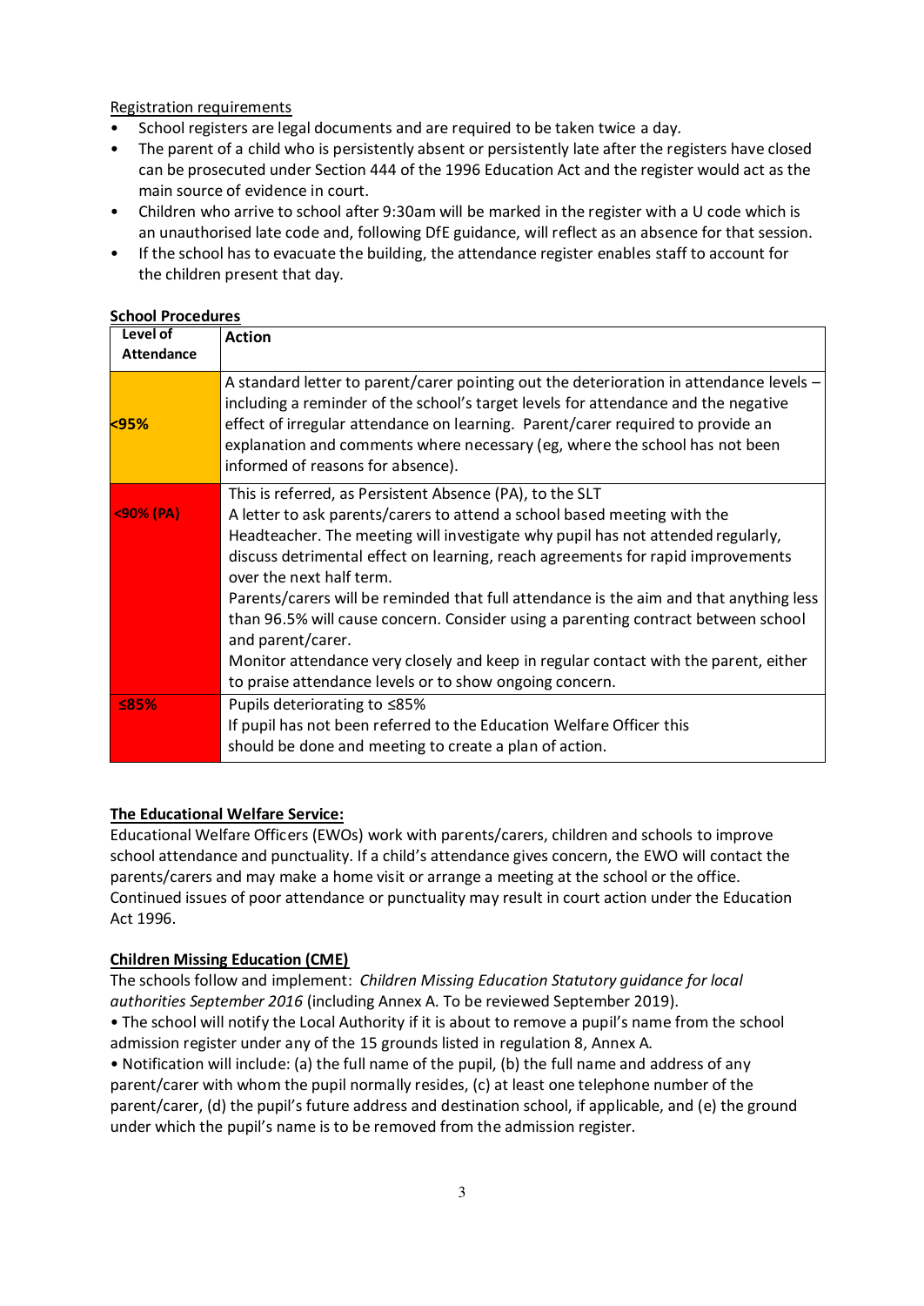Registration requirements

- School registers are legal documents and are required to be taken twice a day.
- The parent of a child who is persistently absent or persistently late after the registers have closed can be prosecuted under Section 444 of the 1996 Education Act and the register would act as the main source of evidence in court.
- Children who arrive to school after 9:30am will be marked in the register with a U code which is an unauthorised late code and, following DfE guidance, will reflect as an absence for that session.
- If the school has to evacuate the building, the attendance register enables staff to account for the children present that day.

**School Procedures**

| Level of Attendance | Action |
|---|---|
| **<95%** | A standard letter to parent/carer pointing out the deterioration in attendance levels – including a reminder of the school's target levels for attendance and the negative effect of irregular attendance on learning. Parent/carer required to provide an explanation and comments where necessary (eg, where the school has not been informed of reasons for absence). |
| **<90% (PA)** | This is referred, as Persistent Absence (PA), to the SLT<br>A letter to ask parents/carers to attend a school based meeting with the Headteacher. The meeting will investigate why pupil has not attended regularly, discuss detrimental effect on learning, reach agreements for rapid improvements over the next half term.<br>Parents/carers will be reminded that full attendance is the aim and that anything less than 96.5% will cause concern. Consider using a parenting contract between school and parent/carer.<br>Monitor attendance very closely and keep in regular contact with the parent, either to praise attendance levels or to show ongoing concern. |
| **≤85%** | Pupils deteriorating to ≤85%<br>If pupil has not been referred to the Education Welfare Officer this should be done and meeting to create a plan of action. |

**The Educational Welfare Service:**

Educational Welfare Officers (EWOs) work with parents/carers, children and schools to improve school attendance and punctuality. If a child's attendance gives concern, the EWO will contact the parents/carers and may make a home visit or arrange a meeting at the school or the office. Continued issues of poor attendance or punctuality may result in court action under the Education Act 1996.

**Children Missing Education (CME)**

The schools follow and implement: *Children Missing Education Statutory guidance for local authorities September 2016* (including Annex A. To be reviewed September 2019).

• The school will notify the Local Authority if it is about to remove a pupil's name from the school admission register under any of the 15 grounds listed in regulation 8, Annex A.

• Notification will include: (a) the full name of the pupil, (b) the full name and address of any parent/carer with whom the pupil normally resides, (c) at least one telephone number of the parent/carer, (d) the pupil's future address and destination school, if applicable, and (e) the ground under which the pupil's name is to be removed from the admission register.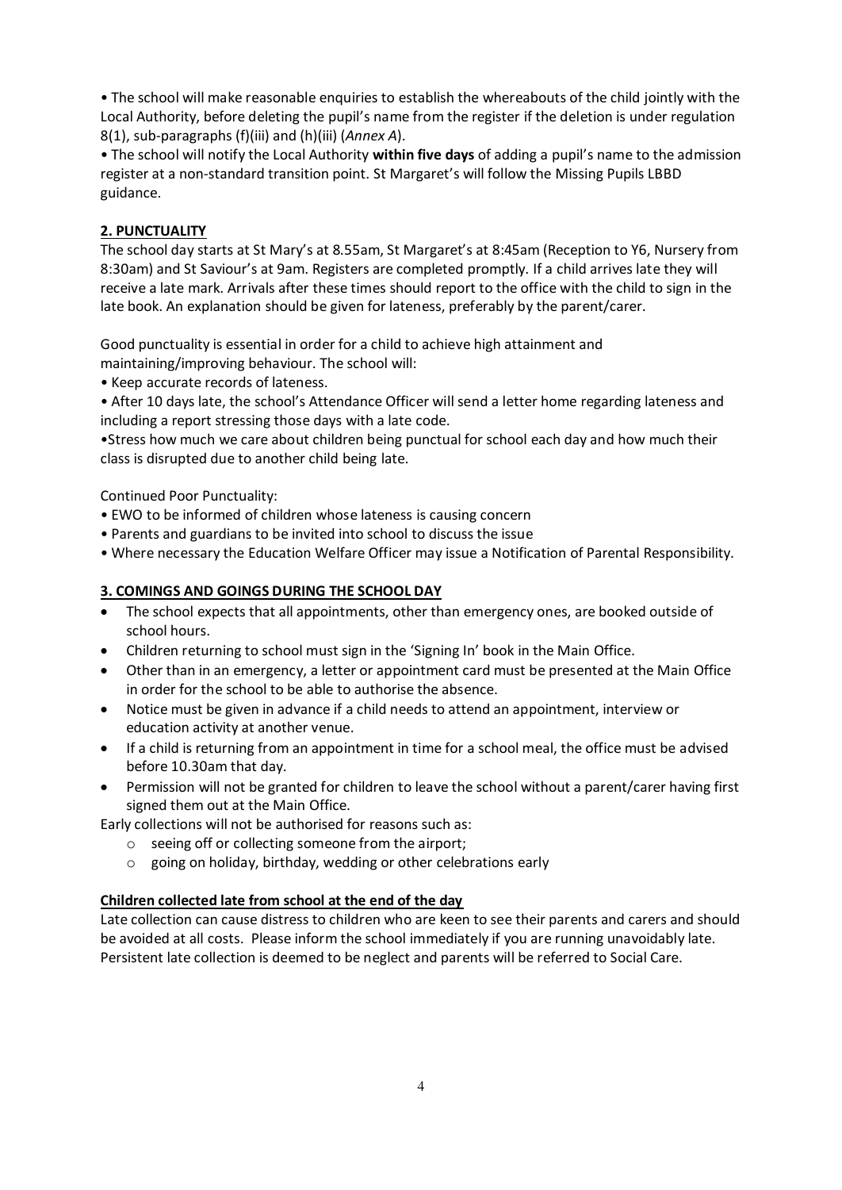• The school will make reasonable enquiries to establish the whereabouts of the child jointly with the Local Authority, before deleting the pupil's name from the register if the deletion is under regulation 8(1), sub-paragraphs (f)(iii) and (h)(iii) (*Annex A*).

• The school will notify the Local Authority **within five days** of adding a pupil's name to the admission register at a non-standard transition point. St Margaret's will follow the Missing Pupils LBBD guidance.

## 2. PUNCTUALITY

The school day starts at St Mary's at 8.55am, St Margaret's at 8:45am (Reception to Y6, Nursery from 8:30am) and St Saviour's at 9am. Registers are completed promptly. If a child arrives late they will receive a late mark. Arrivals after these times should report to the office with the child to sign in the late book. An explanation should be given for lateness, preferably by the parent/carer.

Good punctuality is essential in order for a child to achieve high attainment and maintaining/improving behaviour. The school will:

- Keep accurate records of lateness.
- After 10 days late, the school's Attendance Officer will send a letter home regarding lateness and including a report stressing those days with a late code.
- Stress how much we care about children being punctual for school each day and how much their class is disrupted due to another child being late.

Continued Poor Punctuality:

- EWO to be informed of children whose lateness is causing concern
- Parents and guardians to be invited into school to discuss the issue
- Where necessary the Education Welfare Officer may issue a Notification of Parental Responsibility.

## 3. COMINGS AND GOINGS DURING THE SCHOOL DAY

- The school expects that all appointments, other than emergency ones, are booked outside of school hours.
- Children returning to school must sign in the 'Signing In' book in the Main Office.
- Other than in an emergency, a letter or appointment card must be presented at the Main Office in order for the school to be able to authorise the absence.
- Notice must be given in advance if a child needs to attend an appointment, interview or education activity at another venue.
- If a child is returning from an appointment in time for a school meal, the office must be advised before 10.30am that day.
- Permission will not be granted for children to leave the school without a parent/carer having first signed them out at the Main Office.

Early collections will not be authorised for reasons such as:

- seeing off or collecting someone from the airport;
- going on holiday, birthday, wedding or other celebrations early

### Children collected late from school at the end of the day

Late collection can cause distress to children who are keen to see their parents and carers and should be avoided at all costs. Please inform the school immediately if you are running unavoidably late. Persistent late collection is deemed to be neglect and parents will be referred to Social Care.